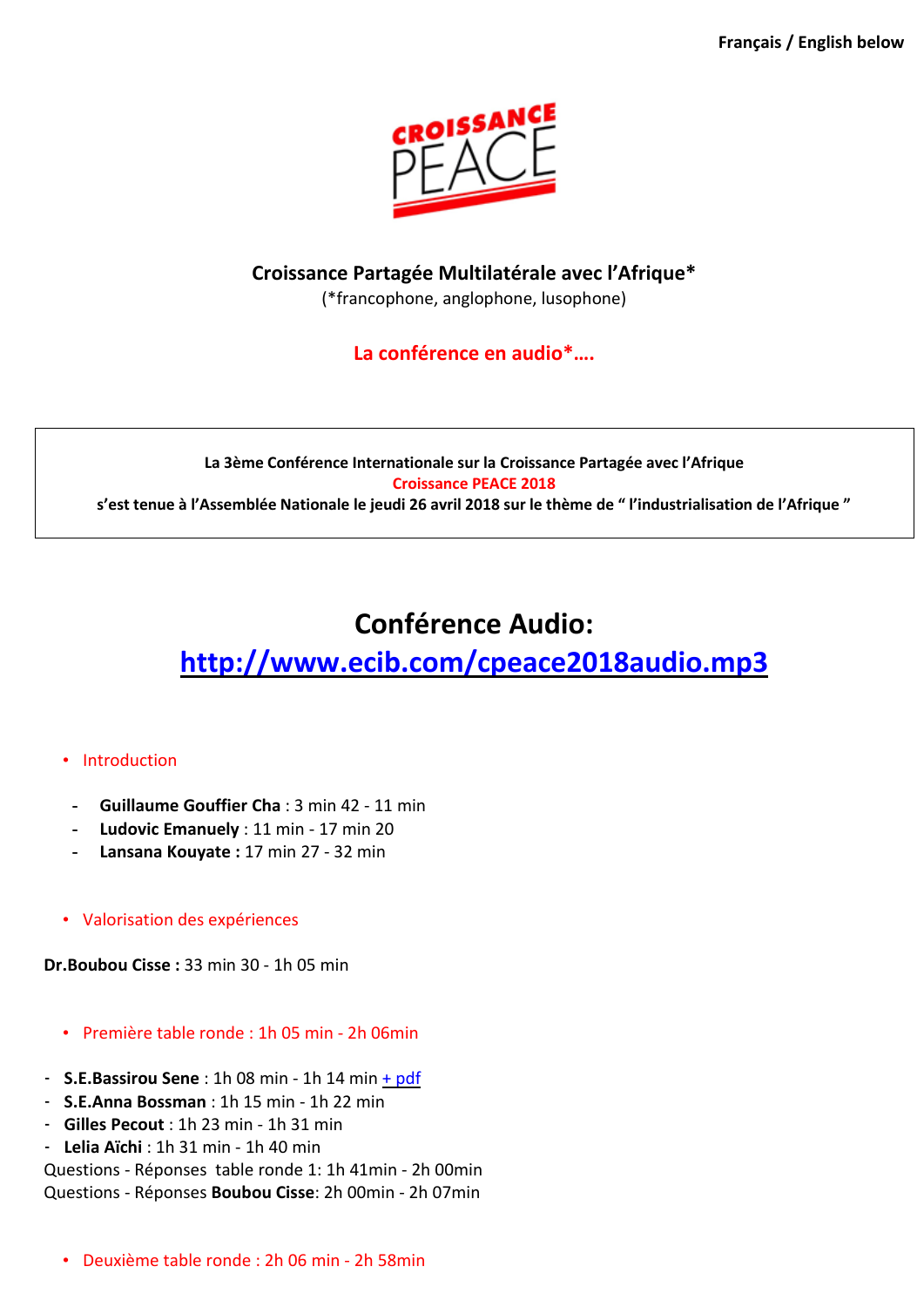Français / English below

CROISSANCE PEACE

**Croissance Partagée Multilatérale avec l'Afrique***
(*francophone, anglophone, lusophone)

**La conférence en audio*….**

**La 3ème Conférence Internationale sur la Croissance Partagée avec l'Afrique**
**Croissance PEACE 2018**
**s'est tenue à l'Assemblée Nationale le jeudi 26 avril 2018 sur le thème de " l'industrialisation de l'Afrique "**

# Conférence Audio:

## [http://www.ecib.com/cpeace2018audio.mp3](http://www.ecib.com/cpeace2018audio.mp3)

- Introduction

- **Guillaume Gouffier Cha** : 3 min 42 - 11 min
- **Ludovic Emanuely** : 11 min - 17 min 20
- **Lansana Kouyate :** 17 min 27 - 32 min

- Valorisation des expériences

**Dr.Boubou Cisse :** 33 min 30 - 1h 05 min

- Première table ronde : 1h 05 min - 2h 06min

- **S.E.Bassirou Sene** : 1h 08 min - 1h 14 min + pdf
- **S.E.Anna Bossman** : 1h 15 min - 1h 22 min
- **Gilles Pecout** : 1h 23 min - 1h 31 min
- **Lelia Aïchi** : 1h 31 min - 1h 40 min

Questions - Réponses table ronde 1: 1h 41min - 2h 00min
Questions - Réponses **Boubou Cisse**: 2h 00min - 2h 07min

- Deuxième table ronde : 2h 06 min - 2h 58min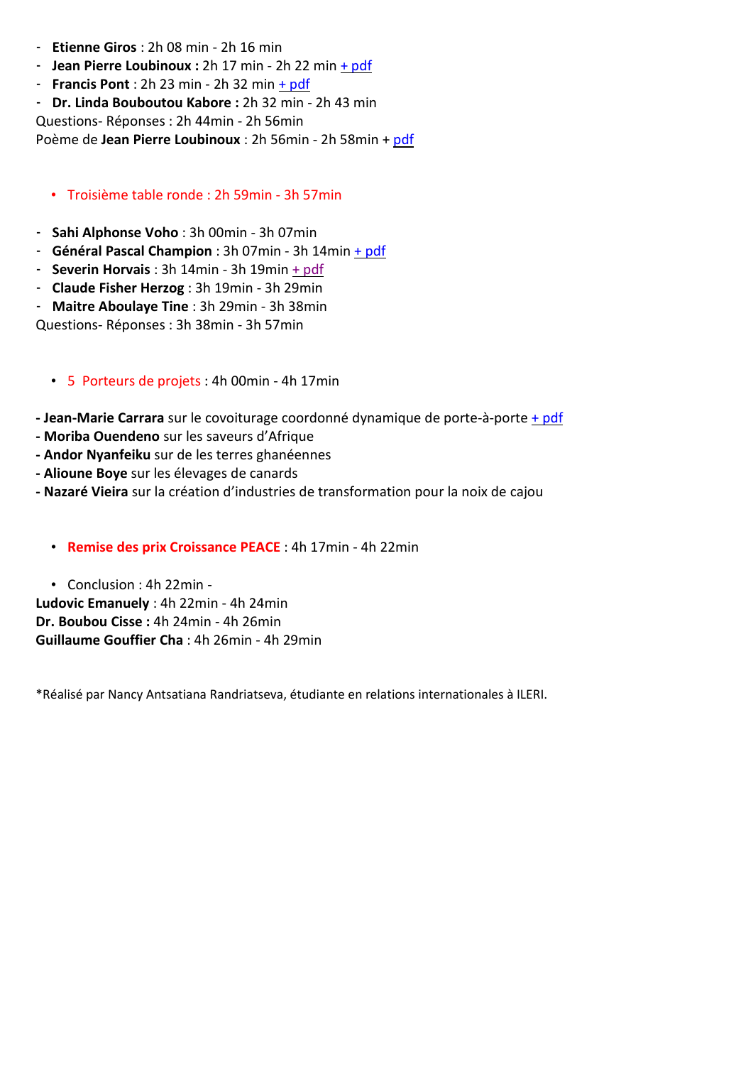- **Etienne Giros** : 2h 08 min - 2h 16 min
- **Jean Pierre Loubinoux :** 2h 17 min - 2h 22 min + pdf
- **Francis Pont** : 2h 23 min - 2h 32 min + pdf
- **Dr. Linda Bouboutou Kabore :** 2h 32 min - 2h 43 min

Questions- Réponses : 2h 44min - 2h 56min

Poème de **Jean Pierre Loubinoux** : 2h 56min - 2h 58min + pdf

- Troisième table ronde : 2h 59min - 3h 57min

- **Sahi Alphonse Voho** : 3h 00min - 3h 07min
- **Général Pascal Champion** : 3h 07min - 3h 14min + pdf
- **Severin Horvais** : 3h 14min - 3h 19min + pdf
- **Claude Fisher Herzog** : 3h 19min - 3h 29min
- **Maitre Aboulaye Tine** : 3h 29min - 3h 38min

Questions- Réponses : 3h 38min - 3h 57min

- 5 Porteurs de projets : 4h 00min - 4h 17min

**- Jean-Marie Carrara** sur le covoiturage coordonné dynamique de porte-à-porte + pdf
**- Moriba Ouendeno** sur les saveurs d'Afrique
**- Andor Nyanfeiku** sur de les terres ghanéennes
**- Alioune Boye** sur les élevages de canards
**- Nazaré Vieira** sur la création d'industries de transformation pour la noix de cajou

- **Remise des prix Croissance PEACE** : 4h 17min - 4h 22min

- Conclusion : 4h 22min -

**Ludovic Emanuely** : 4h 22min - 4h 24min
**Dr. Boubou Cisse :** 4h 24min - 4h 26min
**Guillaume Gouffier Cha** : 4h 26min - 4h 29min

*Réalisé par Nancy Antsatiana Randriatseva, étudiante en relations internationales à ILERI.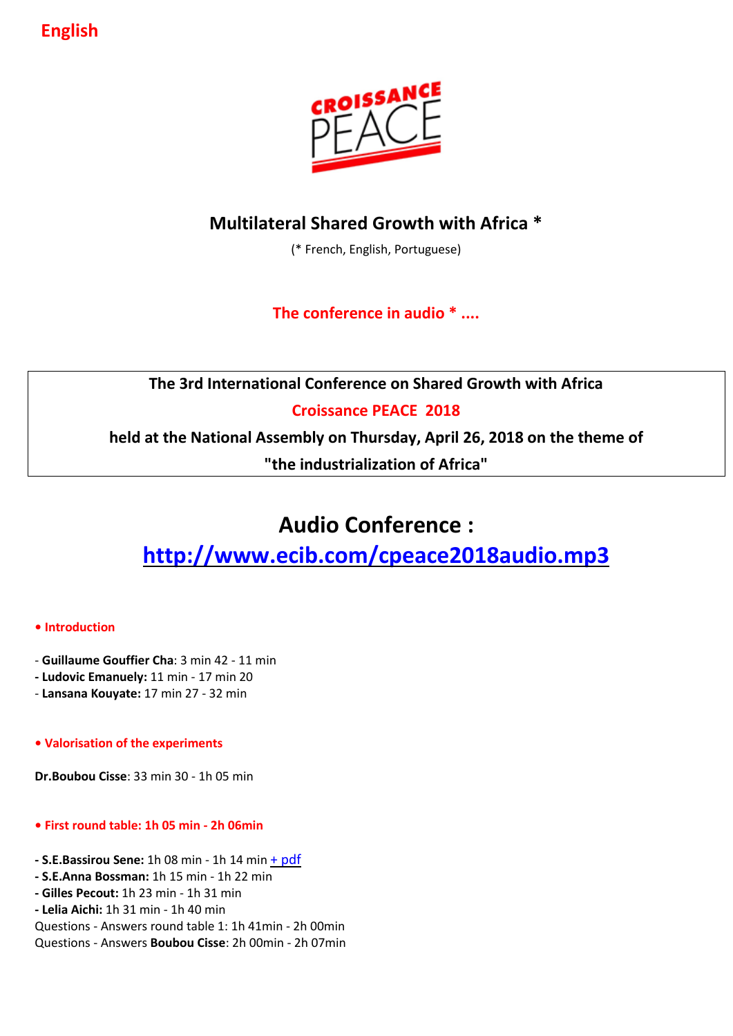English

CROISSANCE PEACE

## Multilateral Shared Growth with Africa *

(* French, English, Portuguese)

**The conference in audio * ....**

**The 3rd International Conference on Shared Growth with Africa**

**Croissance PEACE 2018**

**held at the National Assembly on Thursday, April 26, 2018 on the theme of**

**"the industrialization of Africa"**

## Audio Conference :

## [http://www.ecib.com/cpeace2018audio.mp3](http://www.ecib.com/cpeace2018audio.mp3)

**• Introduction**

- **Guillaume Gouffier Cha**: 3 min 42 - 11 min
- **Ludovic Emanuely:** 11 min - 17 min 20
- **Lansana Kouyate:** 17 min 27 - 32 min

**• Valorisation of the experiments**

**Dr.Boubou Cisse**: 33 min 30 - 1h 05 min

**• First round table: 1h 05 min - 2h 06min**

- **S.E.Bassirou Sene:** 1h 08 min - 1h 14 min + pdf
- **S.E.Anna Bossman:** 1h 15 min - 1h 22 min
- **Gilles Pecout:** 1h 23 min - 1h 31 min
- **Lelia Aichi:** 1h 31 min - 1h 40 min

Questions - Answers round table 1: 1h 41min - 2h 00min
Questions - Answers **Boubou Cisse**: 2h 00min - 2h 07min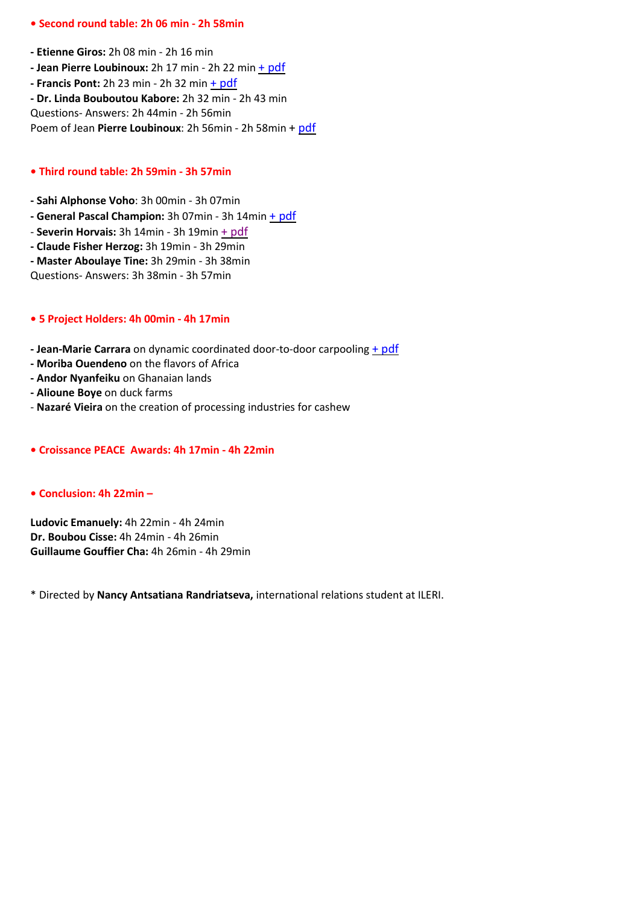- **Second round table: 2h 06 min - 2h 58min**

**- Etienne Giros:** 2h 08 min - 2h 16 min
**- Jean Pierre Loubinoux:** 2h 17 min - 2h 22 min + pdf
**- Francis Pont:** 2h 23 min - 2h 32 min + pdf
**- Dr. Linda Bouboutou Kabore:** 2h 32 min - 2h 43 min
Questions- Answers: 2h 44min - 2h 56min
Poem of Jean **Pierre Loubinoux**: 2h 56min - 2h 58min + pdf

- **Third round table: 2h 59min - 3h 57min**

**- Sahi Alphonse Voho**: 3h 00min - 3h 07min
**- General Pascal Champion:** 3h 07min - 3h 14min + pdf
- **Severin Horvais:** 3h 14min - 3h 19min + pdf
**- Claude Fisher Herzog:** 3h 19min - 3h 29min
**- Master Aboulaye Tine:** 3h 29min - 3h 38min
Questions- Answers: 3h 38min - 3h 57min

- **5 Project Holders: 4h 00min - 4h 17min**

**- Jean-Marie Carrara** on dynamic coordinated door-to-door carpooling + pdf
**- Moriba Ouendeno** on the flavors of Africa
**- Andor Nyanfeiku** on Ghanaian lands
**- Alioune Boye** on duck farms
- **Nazaré Vieira** on the creation of processing industries for cashew

- **Croissance PEACE Awards: 4h 17min - 4h 22min**

- **Conclusion: 4h 22min –**

**Ludovic Emanuely:** 4h 22min - 4h 24min
**Dr. Boubou Cisse:** 4h 24min - 4h 26min
**Guillaume Gouffier Cha:** 4h 26min - 4h 29min

* Directed by **Nancy Antsatiana Randriatseva,** international relations student at ILERI.